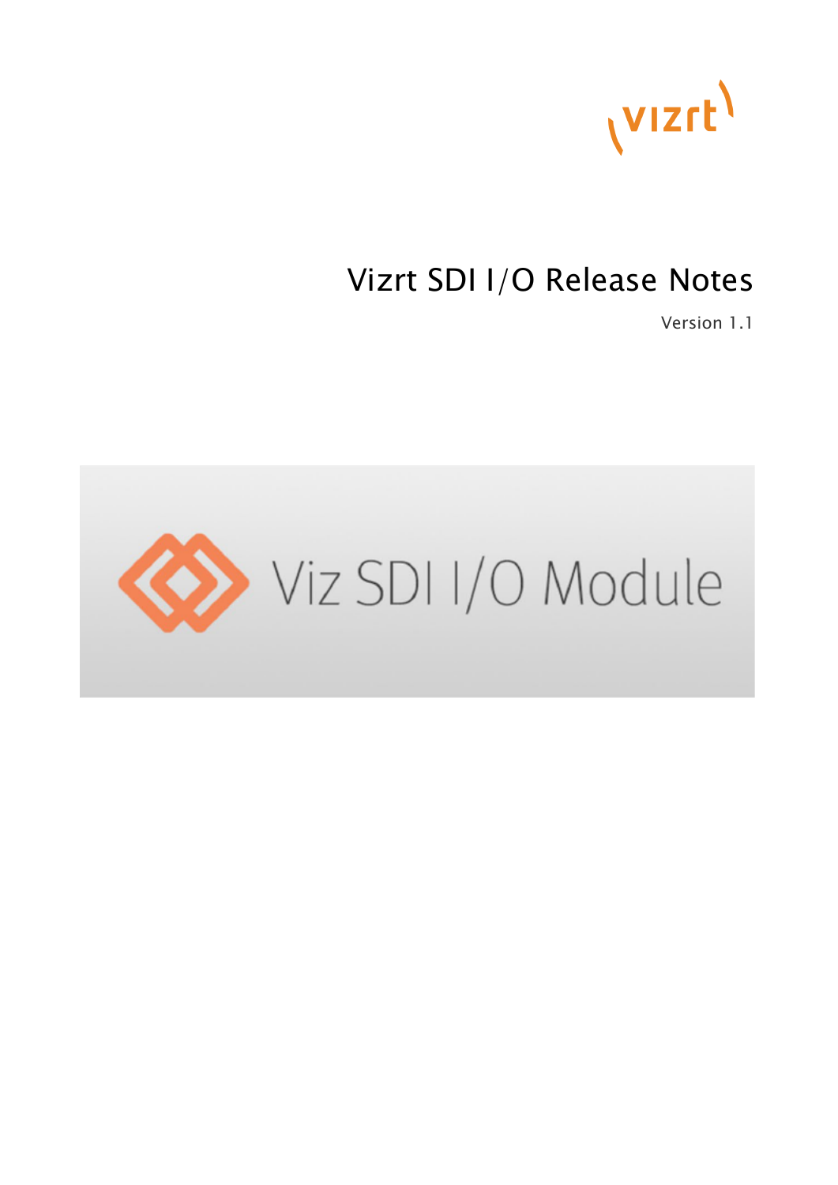# Vizrt SDI I/O Release Notes

Version 1.1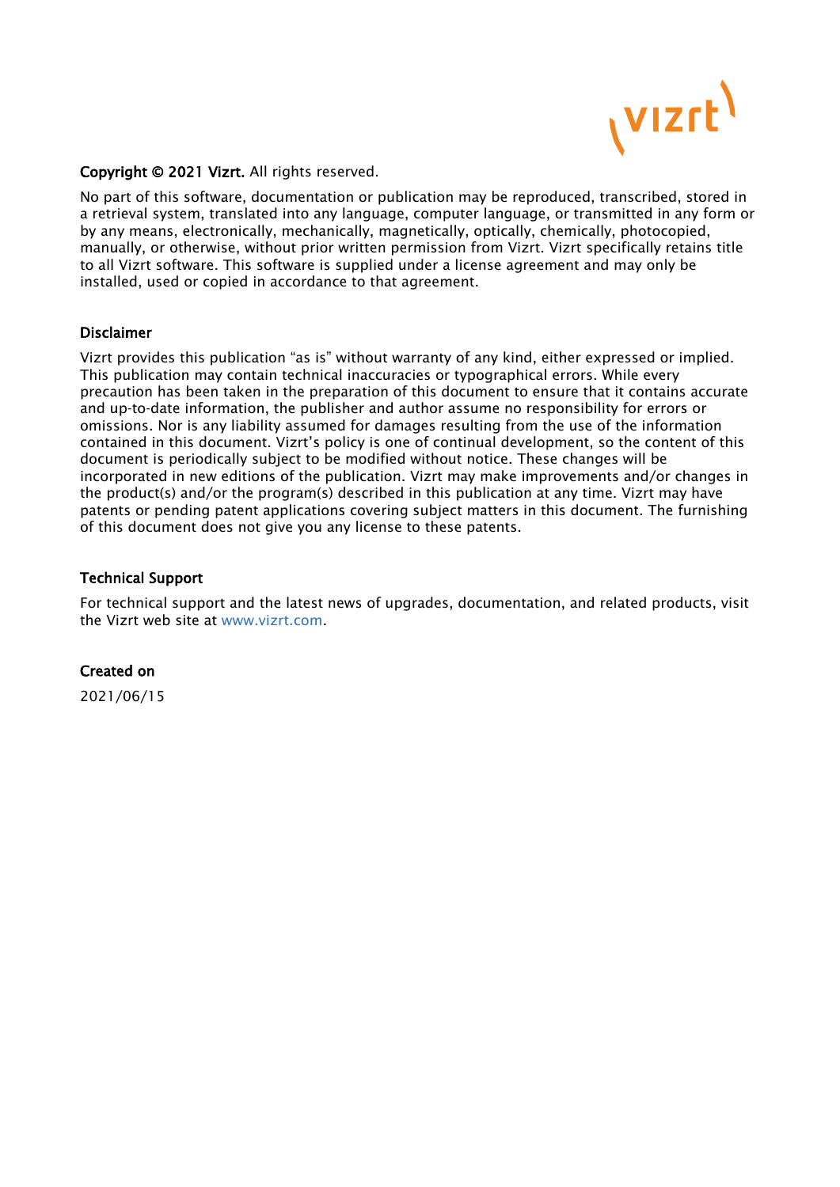**Copyright © 2021 Vizrt.** All rights reserved.

No part of this software, documentation or publication may be reproduced, transcribed, stored in a retrieval system, translated into any language, computer language, or transmitted in any form or by any means, electronically, mechanically, magnetically, optically, chemically, photocopied, manually, or otherwise, without prior written permission from Vizrt. Vizrt specifically retains title to all Vizrt software. This software is supplied under a license agreement and may only be installed, used or copied in accordance to that agreement.

**Disclaimer**

Vizrt provides this publication "as is" without warranty of any kind, either expressed or implied. This publication may contain technical inaccuracies or typographical errors. While every precaution has been taken in the preparation of this document to ensure that it contains accurate and up-to-date information, the publisher and author assume no responsibility for errors or omissions. Nor is any liability assumed for damages resulting from the use of the information contained in this document. Vizrt's policy is one of continual development, so the content of this document is periodically subject to be modified without notice. These changes will be incorporated in new editions of the publication. Vizrt may make improvements and/or changes in the product(s) and/or the program(s) described in this publication at any time. Vizrt may have patents or pending patent applications covering subject matters in this document. The furnishing of this document does not give you any license to these patents.

**Technical Support**

For technical support and the latest news of upgrades, documentation, and related products, visit the Vizrt web site at www.vizrt.com.

**Created on**

2021/06/15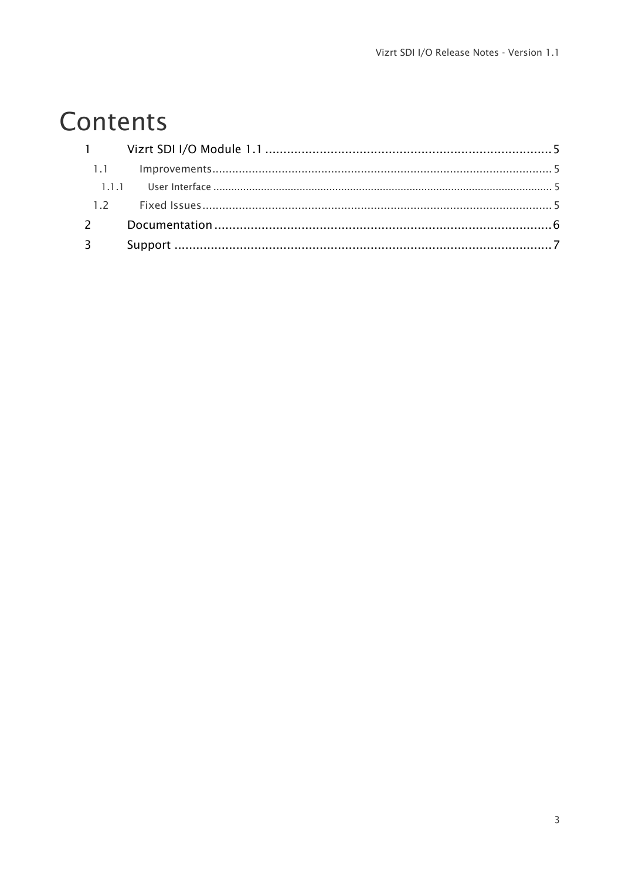# Contents

1 Vizrt SDI I/O Module 1.1 ........................................................................ 5

1.1 Improvements ........................................................................ 5

1.1.1 User Interface ........................................................................ 5

1.2 Fixed Issues ........................................................................ 5

2 Documentation ........................................................................ 6

3 Support ........................................................................ 7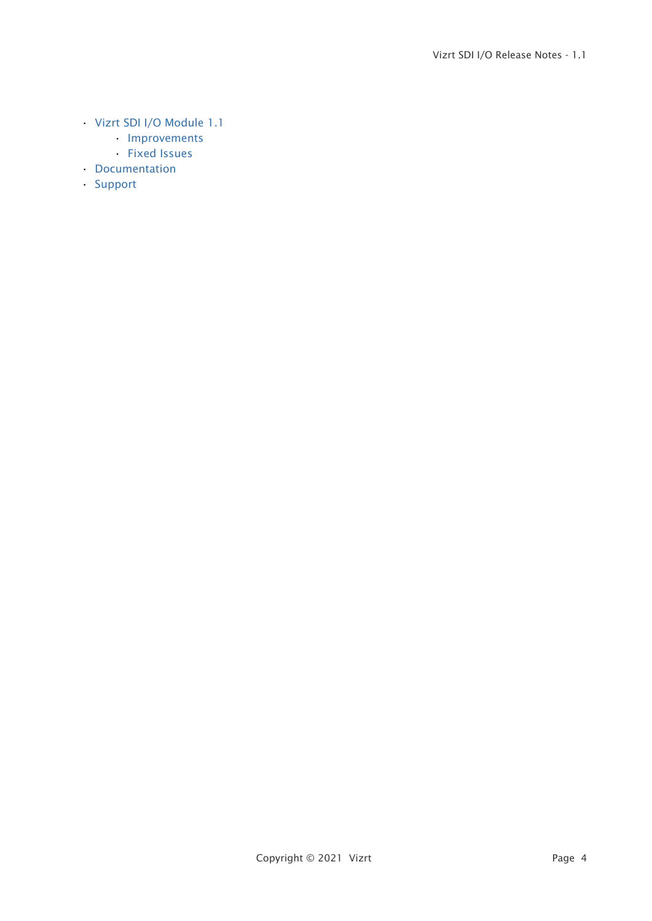- Vizrt SDI I/O Module 1.1
    - Improvements
    - Fixed Issues
- Documentation
- Support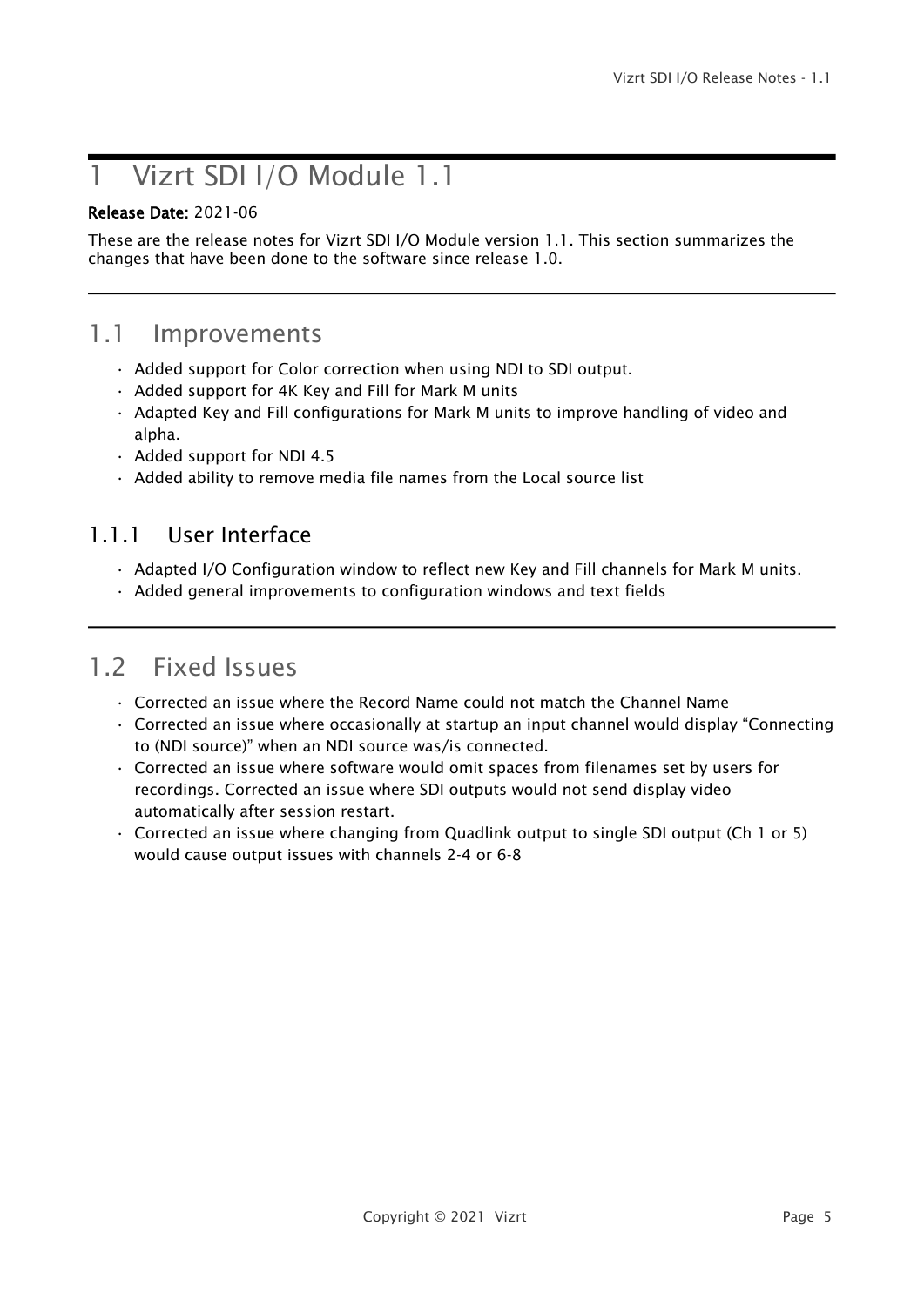# 1 Vizrt SDI I/O Module 1.1

**Release Date:** 2021-06

These are the release notes for Vizrt SDI I/O Module version 1.1. This section summarizes the changes that have been done to the software since release 1.0.

---

## 1.1 Improvements

- Added support for Color correction when using NDI to SDI output.
- Added support for 4K Key and Fill for Mark M units
- Adapted Key and Fill configurations for Mark M units to improve handling of video and alpha.
- Added support for NDI 4.5
- Added ability to remove media file names from the Local source list

### 1.1.1 User Interface

- Adapted I/O Configuration window to reflect new Key and Fill channels for Mark M units.
- Added general improvements to configuration windows and text fields

---

## 1.2 Fixed Issues

- Corrected an issue where the Record Name could not match the Channel Name
- Corrected an issue where occasionally at startup an input channel would display "Connecting to (NDI source)" when an NDI source was/is connected.
- Corrected an issue where software would omit spaces from filenames set by users for recordings. Corrected an issue where SDI outputs would not send display video automatically after session restart.
- Corrected an issue where changing from Quadlink output to single SDI output (Ch 1 or 5) would cause output issues with channels 2-4 or 6-8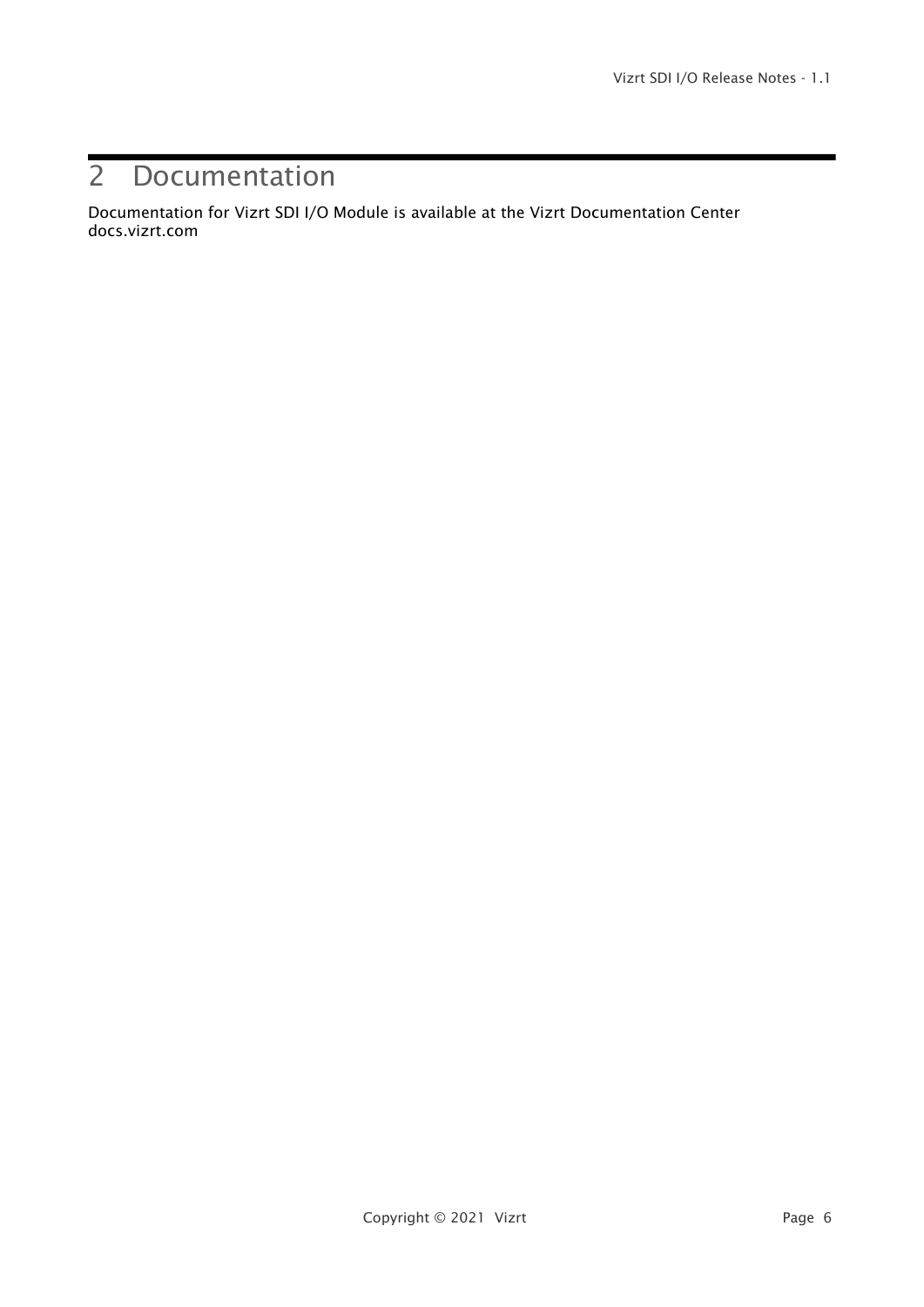# 2 Documentation

Documentation for Vizrt SDI I/O Module is available at the Vizrt Documentation Center
docs.vizrt.com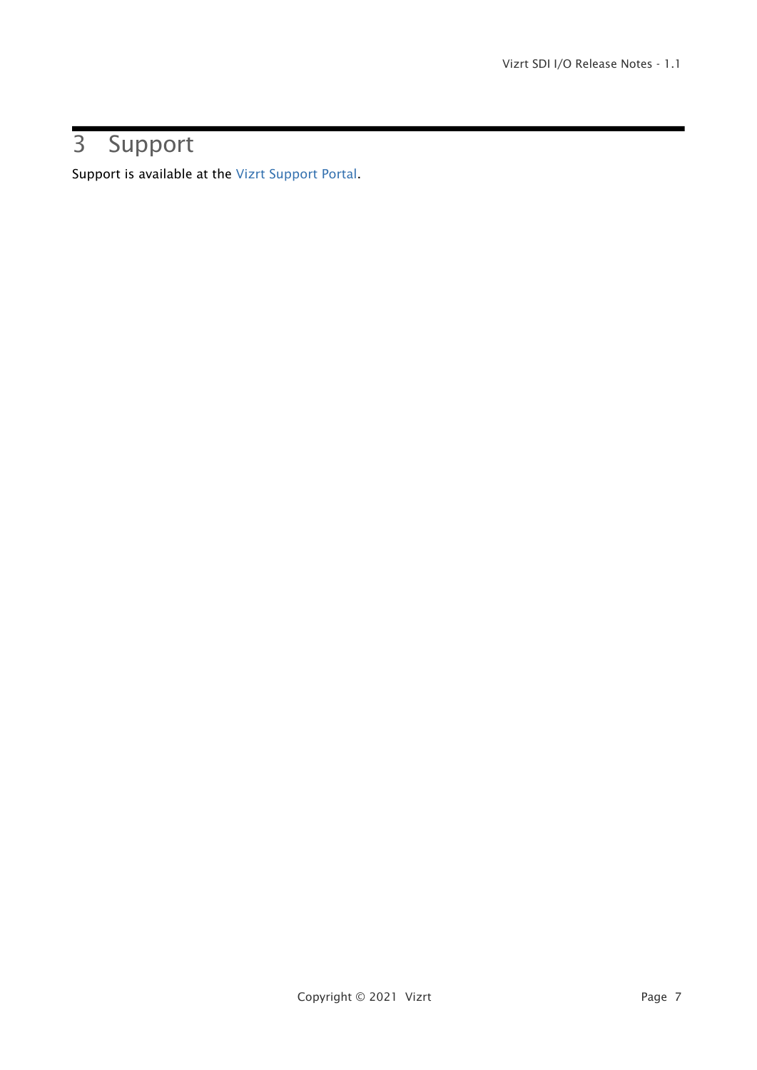# 3 Support

Support is available at the Vizrt Support Portal.